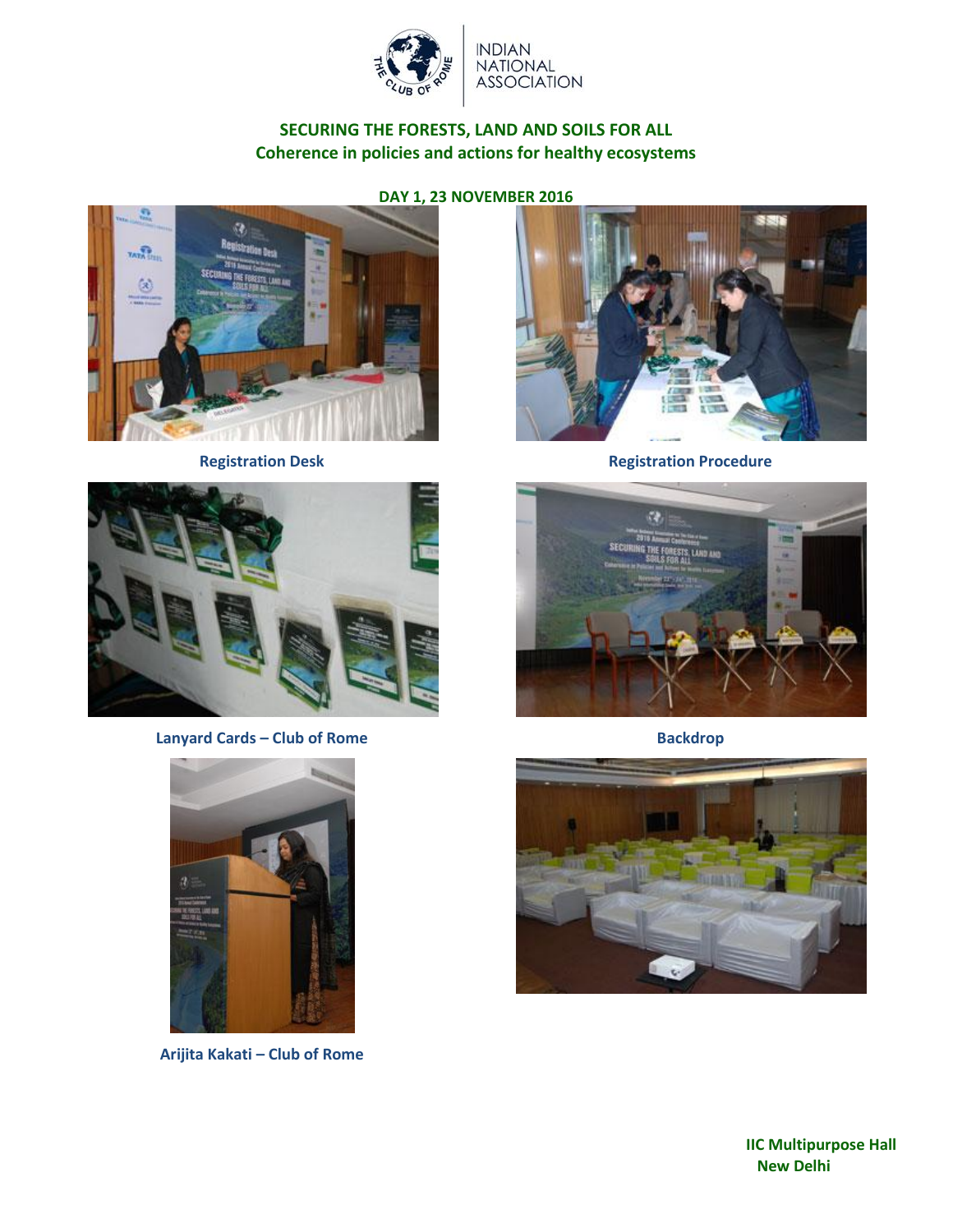INDIAN NATIONAL ASSOCIATION

## SECURING THE FORESTS, LAND AND SOILS FOR ALL

### Coherence in policies and actions for healthy ecosystems

**DAY 1, 23 NOVEMBER 2016**

**Registration Desk**

**Registration Procedure**

**Lanyard Cards – Club of Rome**

**Backdrop**

**Arijita Kakati – Club of Rome**

**IIC Multipurpose Hall**
**New Delhi**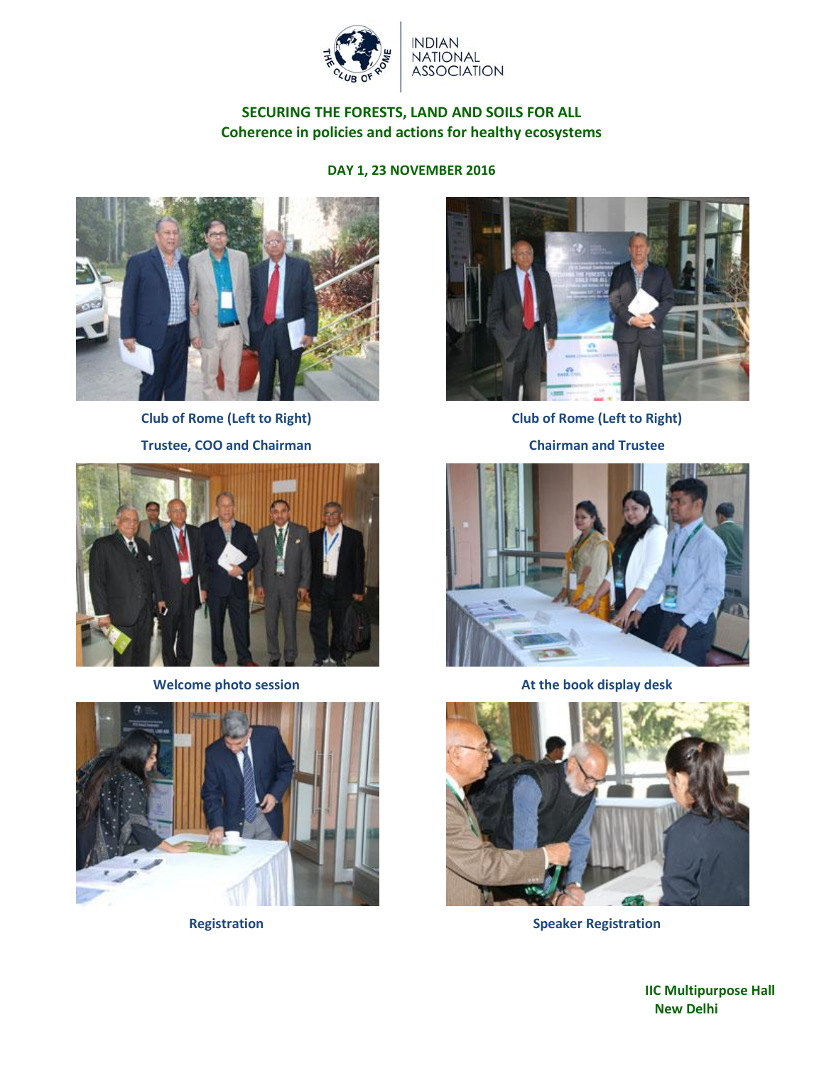INDIAN NATIONAL ASSOCIATION

## SECURING THE FORESTS, LAND AND SOILS FOR ALL
## Coherence in policies and actions for healthy ecosystems

**DAY 1, 23 NOVEMBER 2016**

**Club of Rome (Left to Right)**
**Trustee, COO and Chairman**

**Club of Rome (Left to Right)**
**Chairman and Trustee**

**Welcome photo session**

**At the book display desk**

**Registration**

**Speaker Registration**

**IIC Multipurpose Hall**
**New Delhi**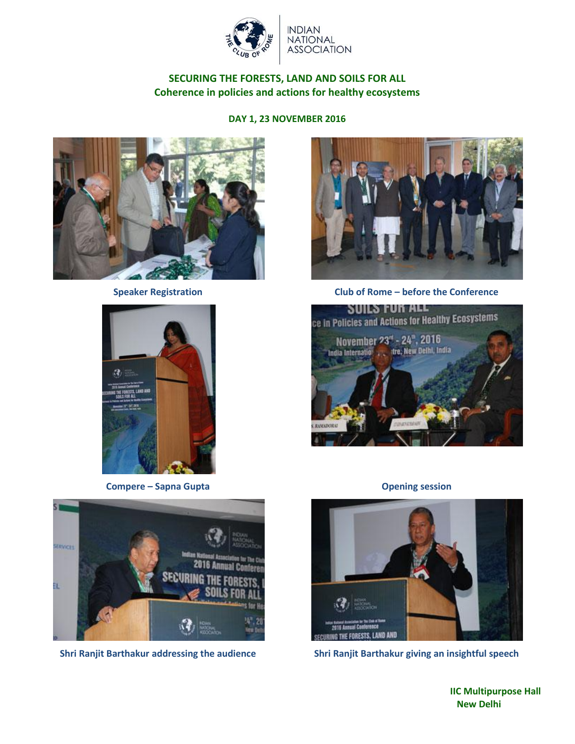INDIAN NATIONAL ASSOCIATION

## SECURING THE FORESTS, LAND AND SOILS FOR ALL
## Coherence in policies and actions for healthy ecosystems

**DAY 1, 23 NOVEMBER 2016**

**Speaker Registration**

**Club of Rome – before the Conference**

**Compere – Sapna Gupta**

**Opening session**

**Shri Ranjit Barthakur addressing the audience**

**Shri Ranjit Barthakur giving an insightful speech**

**IIC Multipurpose Hall**
**New Delhi**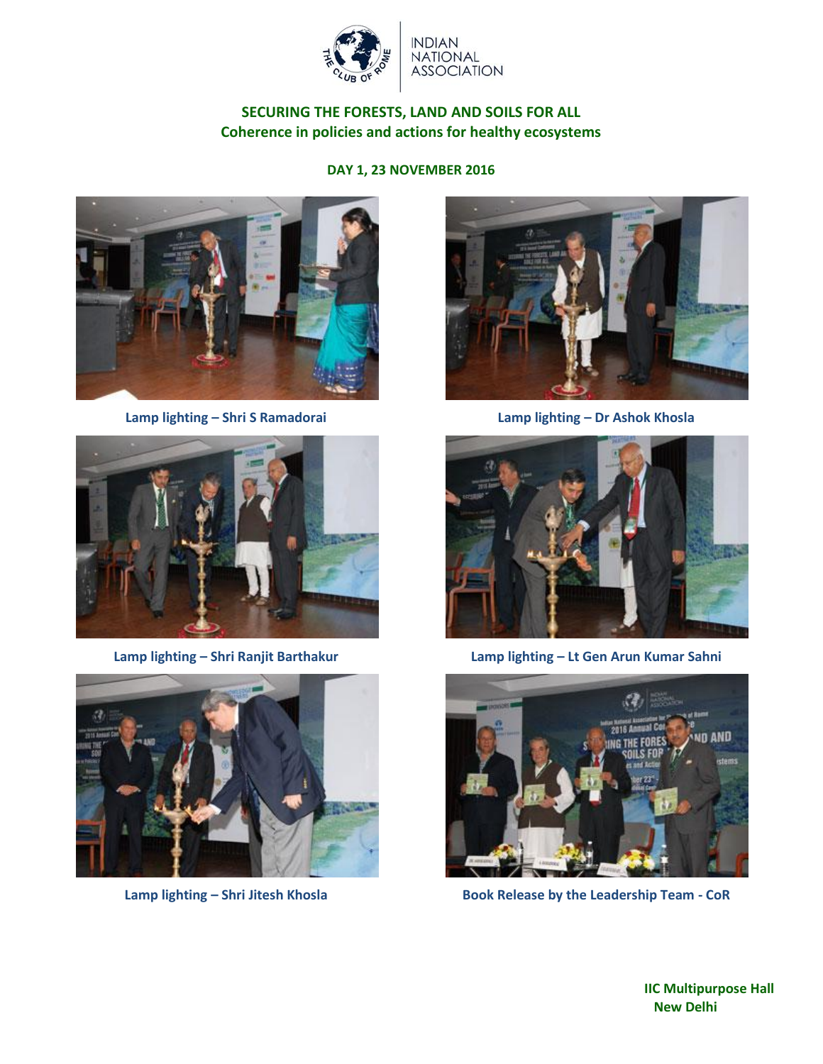INDIAN NATIONAL ASSOCIATION

**SECURING THE FORESTS, LAND AND SOILS FOR ALL**
**Coherence in policies and actions for healthy ecosystems**

**DAY 1, 23 NOVEMBER 2016**

**Lamp lighting – Shri S Ramadorai**

**Lamp lighting – Dr Ashok Khosla**

**Lamp lighting – Shri Ranjit Barthakur**

**Lamp lighting – Lt Gen Arun Kumar Sahni**

**Lamp lighting – Shri Jitesh Khosla**

**Book Release by the Leadership Team - CoR**

**IIC Multipurpose Hall**
**New Delhi**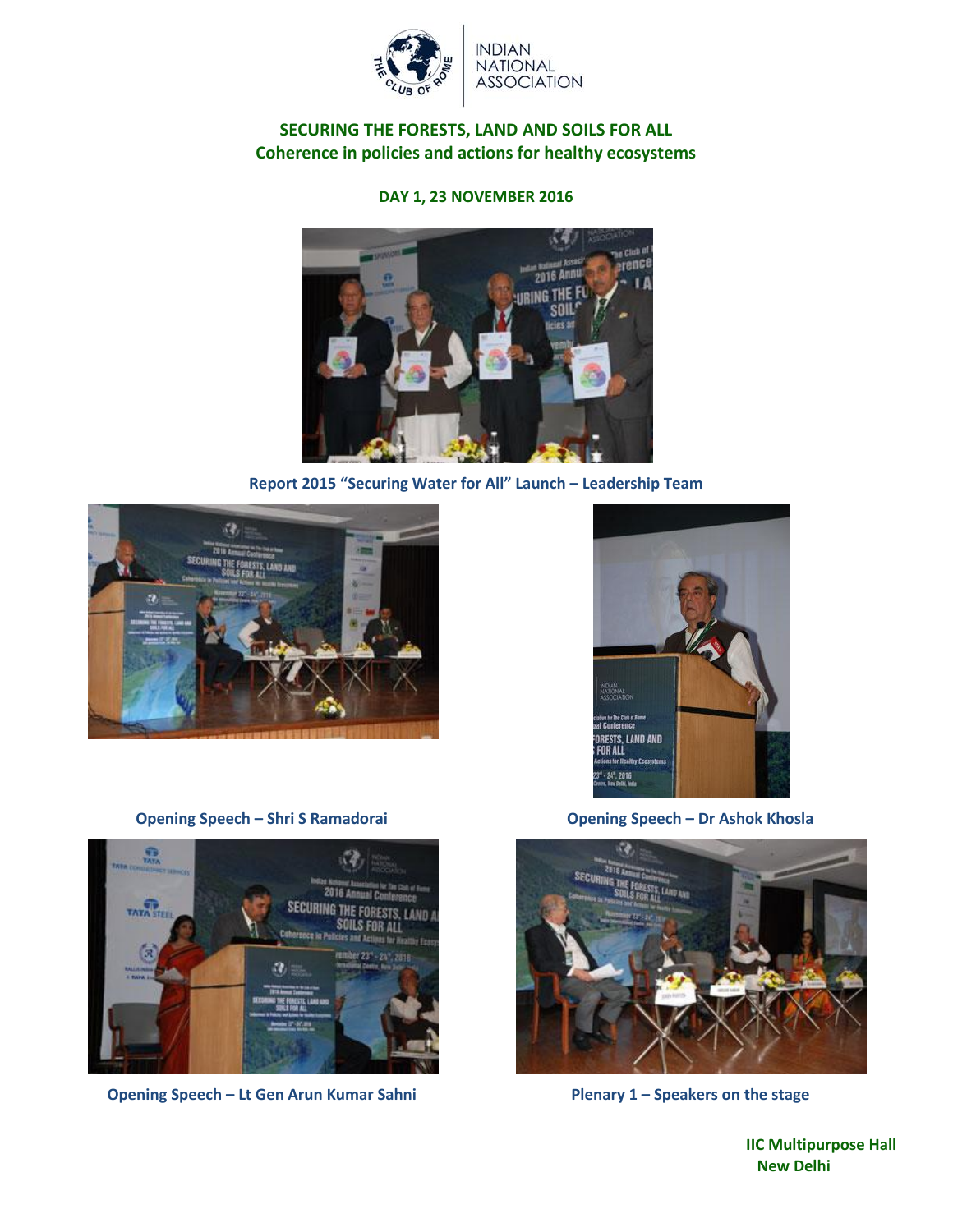INDIAN NATIONAL ASSOCIATION

## SECURING THE FORESTS, LAND AND SOILS FOR ALL
## Coherence in policies and actions for healthy ecosystems

### DAY 1, 23 NOVEMBER 2016

Report 2015 "Securing Water for All" Launch – Leadership Team

Opening Speech – Shri S Ramadorai

Opening Speech – Dr Ashok Khosla

Opening Speech – Lt Gen Arun Kumar Sahni

Plenary 1 – Speakers on the stage

IIC Multipurpose Hall
New Delhi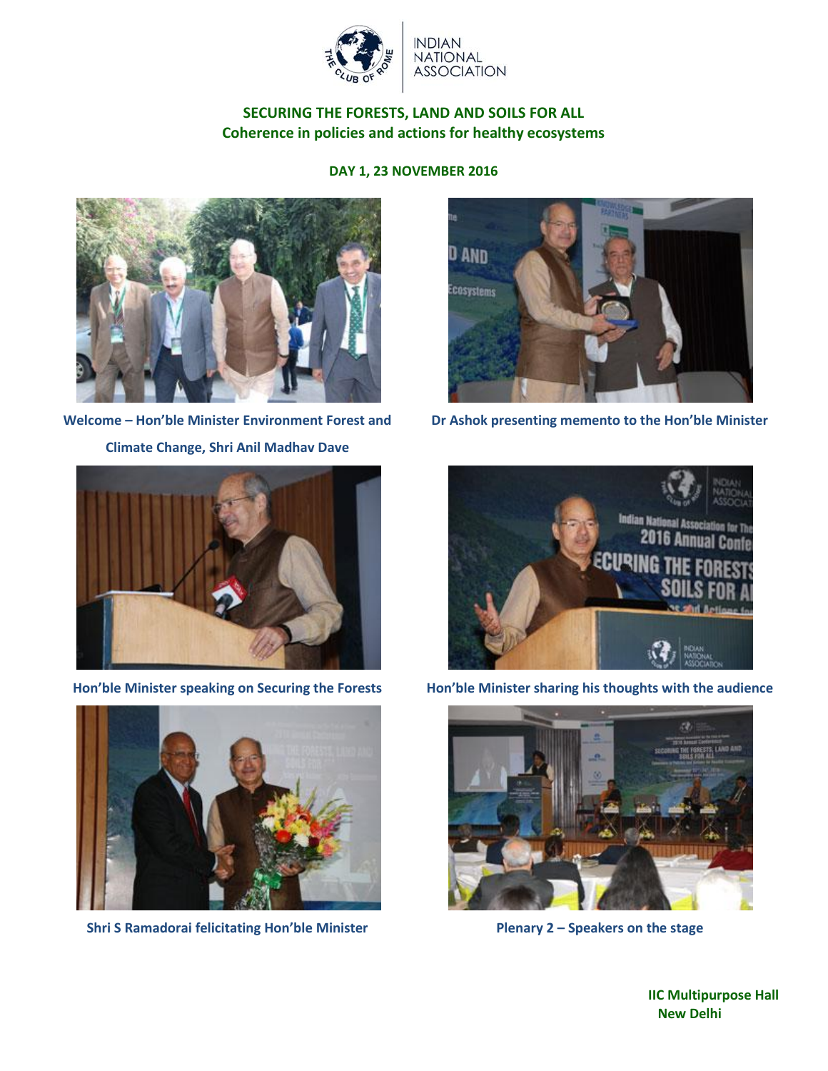THE CLUB OF ROME | INDIAN NATIONAL ASSOCIATION

## SECURING THE FORESTS, LAND AND SOILS FOR ALL
## Coherence in policies and actions for healthy ecosystems

### DAY 1, 23 NOVEMBER 2016

**Welcome – Hon'ble Minister Environment Forest and Climate Change, Shri Anil Madhav Dave**

**Dr Ashok presenting memento to the Hon'ble Minister**

**Hon'ble Minister speaking on Securing the Forests**

**Hon'ble Minister sharing his thoughts with the audience**

**Shri S Ramadorai felicitating Hon'ble Minister**

**Plenary 2 – Speakers on the stage**

**IIC Multipurpose Hall**
**New Delhi**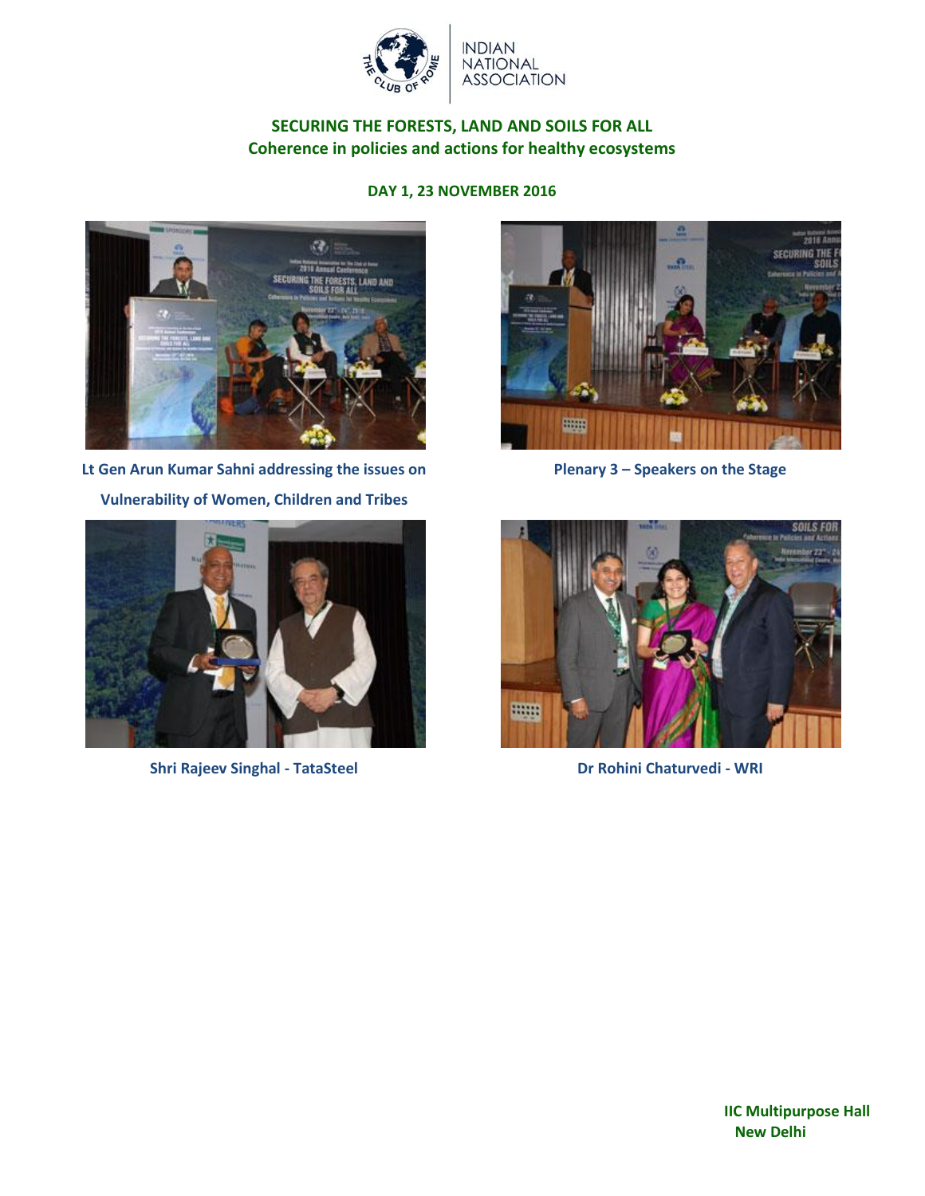INDIAN NATIONAL ASSOCIATION

## SECURING THE FORESTS, LAND AND SOILS FOR ALL
## Coherence in policies and actions for healthy ecosystems

### DAY 1, 23 NOVEMBER 2016

Lt Gen Arun Kumar Sahni addressing the issues on Vulnerability of Women, Children and Tribes

Plenary 3 – Speakers on the Stage

Shri Rajeev Singhal - TataSteel

Dr Rohini Chaturvedi - WRI

IIC Multipurpose Hall
New Delhi